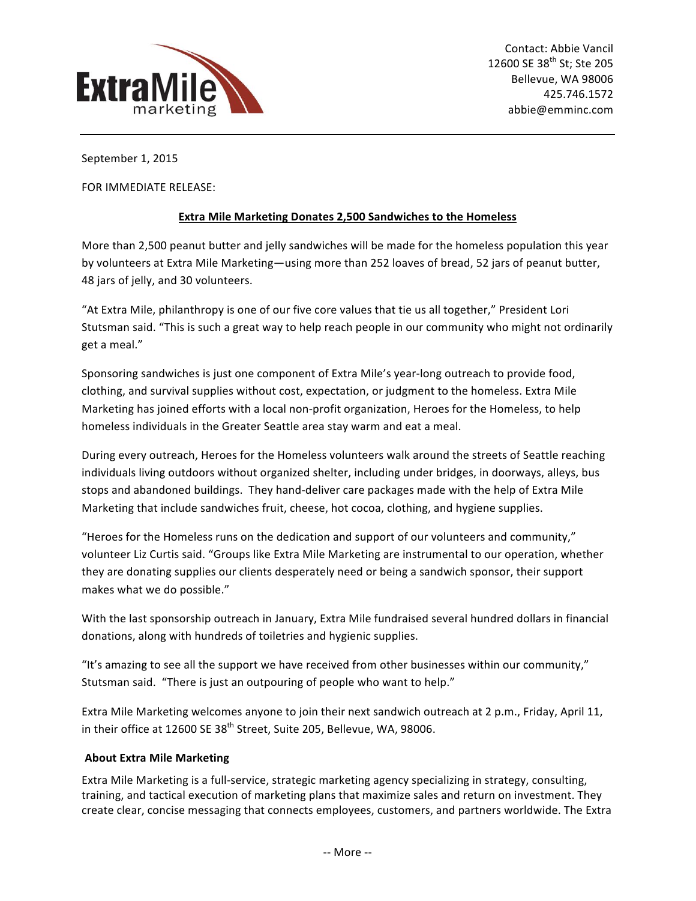Extra Mile marketing

Contact: Abbie Vancil
12600 SE 38th St; Ste 205
Bellevue, WA 98006
425.746.1572
abbie@emminc.com

---

September 1, 2015

FOR IMMEDIATE RELEASE:

**Extra Mile Marketing Donates 2,500 Sandwiches to the Homeless**

More than 2,500 peanut butter and jelly sandwiches will be made for the homeless population this year by volunteers at Extra Mile Marketing—using more than 252 loaves of bread, 52 jars of peanut butter, 48 jars of jelly, and 30 volunteers.

"At Extra Mile, philanthropy is one of our five core values that tie us all together," President Lori Stutsman said. "This is such a great way to help reach people in our community who might not ordinarily get a meal."

Sponsoring sandwiches is just one component of Extra Mile's year-long outreach to provide food, clothing, and survival supplies without cost, expectation, or judgment to the homeless. Extra Mile Marketing has joined efforts with a local non-profit organization, Heroes for the Homeless, to help homeless individuals in the Greater Seattle area stay warm and eat a meal.

During every outreach, Heroes for the Homeless volunteers walk around the streets of Seattle reaching individuals living outdoors without organized shelter, including under bridges, in doorways, alleys, bus stops and abandoned buildings. They hand-deliver care packages made with the help of Extra Mile Marketing that include sandwiches fruit, cheese, hot cocoa, clothing, and hygiene supplies.

"Heroes for the Homeless runs on the dedication and support of our volunteers and community," volunteer Liz Curtis said. "Groups like Extra Mile Marketing are instrumental to our operation, whether they are donating supplies our clients desperately need or being a sandwich sponsor, their support makes what we do possible."

With the last sponsorship outreach in January, Extra Mile fundraised several hundred dollars in financial donations, along with hundreds of toiletries and hygienic supplies.

"It's amazing to see all the support we have received from other businesses within our community," Stutsman said. "There is just an outpouring of people who want to help."

Extra Mile Marketing welcomes anyone to join their next sandwich outreach at 2 p.m., Friday, April 11, in their office at 12600 SE 38th Street, Suite 205, Bellevue, WA, 98006.

**About Extra Mile Marketing**

Extra Mile Marketing is a full-service, strategic marketing agency specializing in strategy, consulting, training, and tactical execution of marketing plans that maximize sales and return on investment. They create clear, concise messaging that connects employees, customers, and partners worldwide. The Extra

-- More --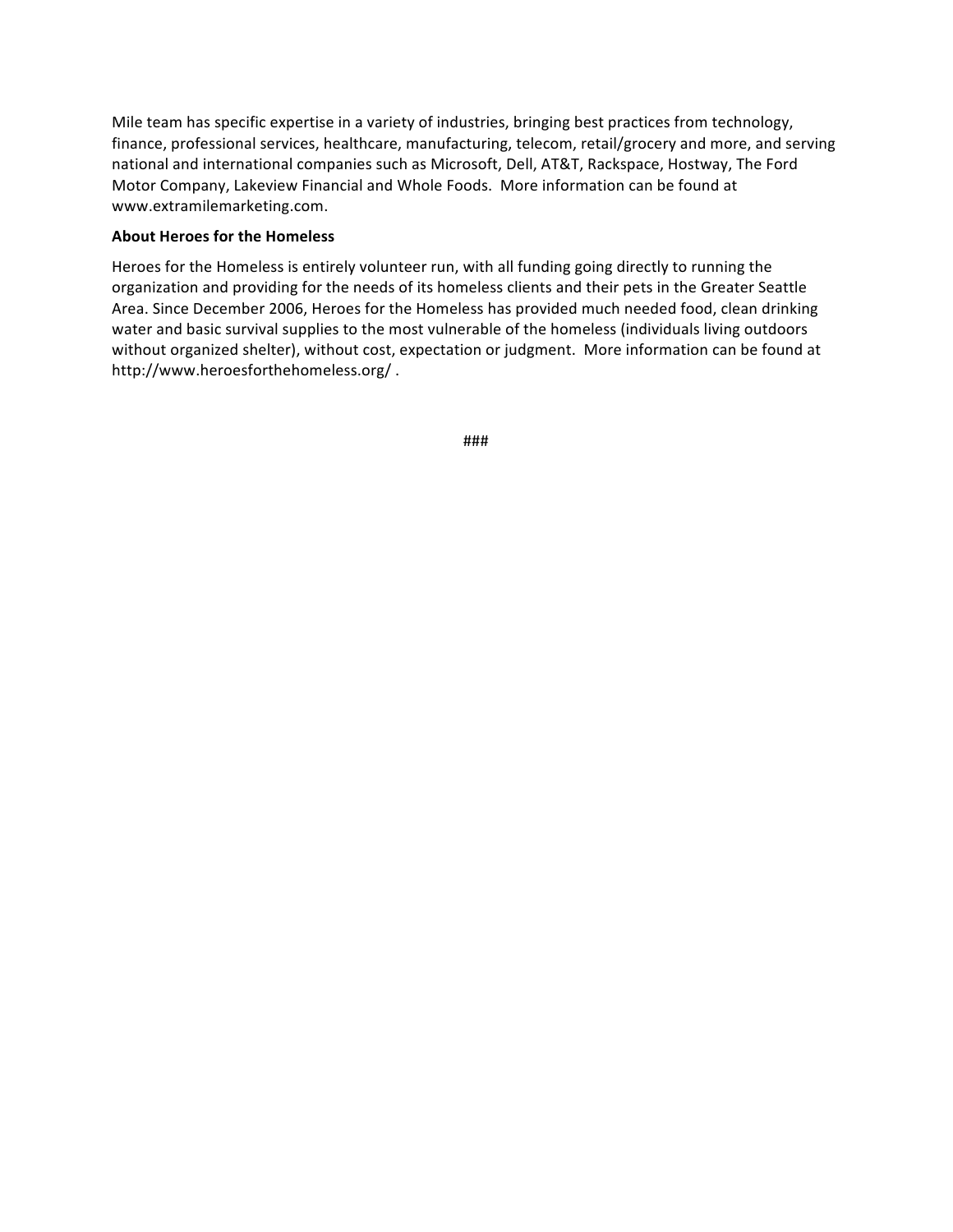Mile team has specific expertise in a variety of industries, bringing best practices from technology, finance, professional services, healthcare, manufacturing, telecom, retail/grocery and more, and serving national and international companies such as Microsoft, Dell, AT&T, Rackspace, Hostway, The Ford Motor Company, Lakeview Financial and Whole Foods. More information can be found at www.extramilemarketing.com.

**About Heroes for the Homeless**

Heroes for the Homeless is entirely volunteer run, with all funding going directly to running the organization and providing for the needs of its homeless clients and their pets in the Greater Seattle Area. Since December 2006, Heroes for the Homeless has provided much needed food, clean drinking water and basic survival supplies to the most vulnerable of the homeless (individuals living outdoors without organized shelter), without cost, expectation or judgment. More information can be found at http://www.heroesforthehomeless.org/ .

###